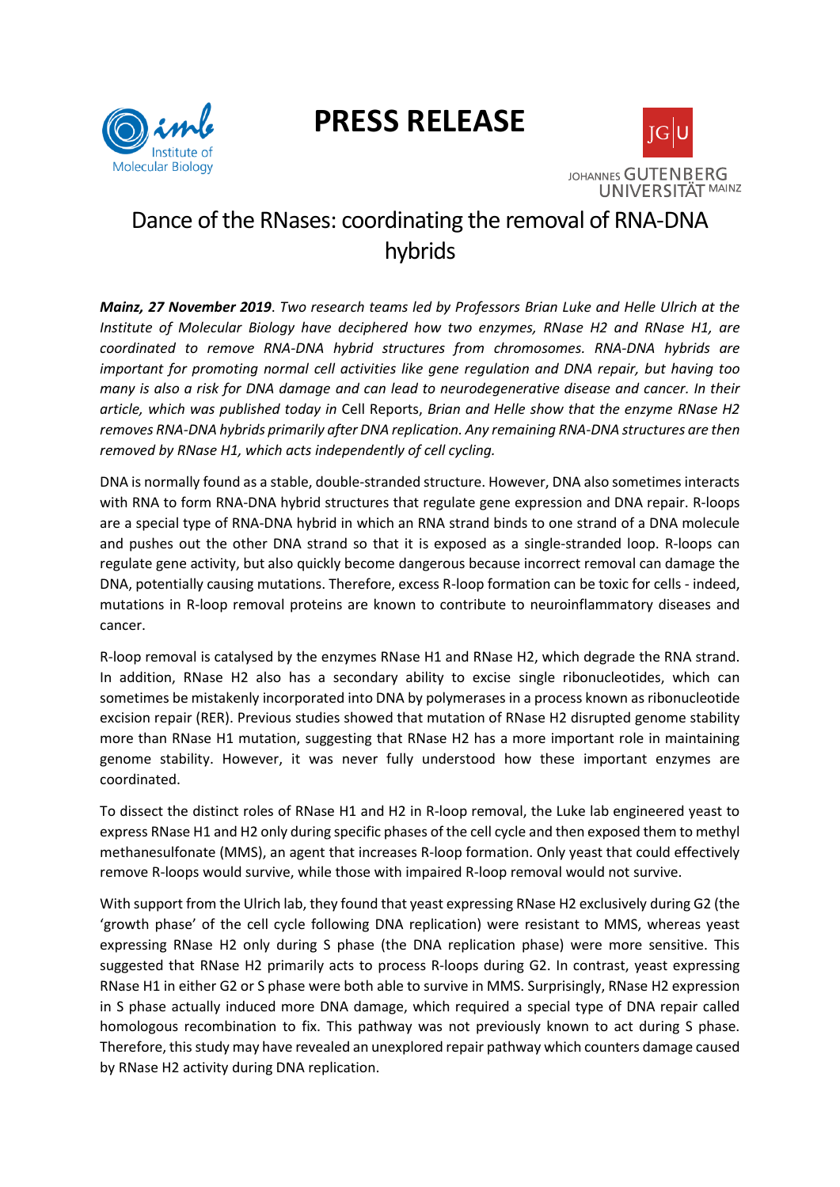# PRESS RELEASE

## Dance of the RNases: coordinating the removal of RNA-DNA hybrids

***Mainz, 27 November 2019***. *Two research teams led by Professors Brian Luke and Helle Ulrich at the Institute of Molecular Biology have deciphered how two enzymes, RNase H2 and RNase H1, are coordinated to remove RNA-DNA hybrid structures from chromosomes. RNA-DNA hybrids are important for promoting normal cell activities like gene regulation and DNA repair, but having too many is also a risk for DNA damage and can lead to neurodegenerative disease and cancer. In their article, which was published today in* Cell Reports, *Brian and Helle show that the enzyme RNase H2 removes RNA-DNA hybrids primarily after DNA replication. Any remaining RNA-DNA structures are then removed by RNase H1, which acts independently of cell cycling.*

DNA is normally found as a stable, double-stranded structure. However, DNA also sometimes interacts with RNA to form RNA-DNA hybrid structures that regulate gene expression and DNA repair. R-loops are a special type of RNA-DNA hybrid in which an RNA strand binds to one strand of a DNA molecule and pushes out the other DNA strand so that it is exposed as a single-stranded loop. R-loops can regulate gene activity, but also quickly become dangerous because incorrect removal can damage the DNA, potentially causing mutations. Therefore, excess R-loop formation can be toxic for cells - indeed, mutations in R-loop removal proteins are known to contribute to neuroinflammatory diseases and cancer.

R-loop removal is catalysed by the enzymes RNase H1 and RNase H2, which degrade the RNA strand. In addition, RNase H2 also has a secondary ability to excise single ribonucleotides, which can sometimes be mistakenly incorporated into DNA by polymerases in a process known as ribonucleotide excision repair (RER). Previous studies showed that mutation of RNase H2 disrupted genome stability more than RNase H1 mutation, suggesting that RNase H2 has a more important role in maintaining genome stability. However, it was never fully understood how these important enzymes are coordinated.

To dissect the distinct roles of RNase H1 and H2 in R-loop removal, the Luke lab engineered yeast to express RNase H1 and H2 only during specific phases of the cell cycle and then exposed them to methyl methanesulfonate (MMS), an agent that increases R-loop formation. Only yeast that could effectively remove R-loops would survive, while those with impaired R-loop removal would not survive.

With support from the Ulrich lab, they found that yeast expressing RNase H2 exclusively during G2 (the 'growth phase' of the cell cycle following DNA replication) were resistant to MMS, whereas yeast expressing RNase H2 only during S phase (the DNA replication phase) were more sensitive. This suggested that RNase H2 primarily acts to process R-loops during G2. In contrast, yeast expressing RNase H1 in either G2 or S phase were both able to survive in MMS. Surprisingly, RNase H2 expression in S phase actually induced more DNA damage, which required a special type of DNA repair called homologous recombination to fix. This pathway was not previously known to act during S phase. Therefore, this study may have revealed an unexplored repair pathway which counters damage caused by RNase H2 activity during DNA replication.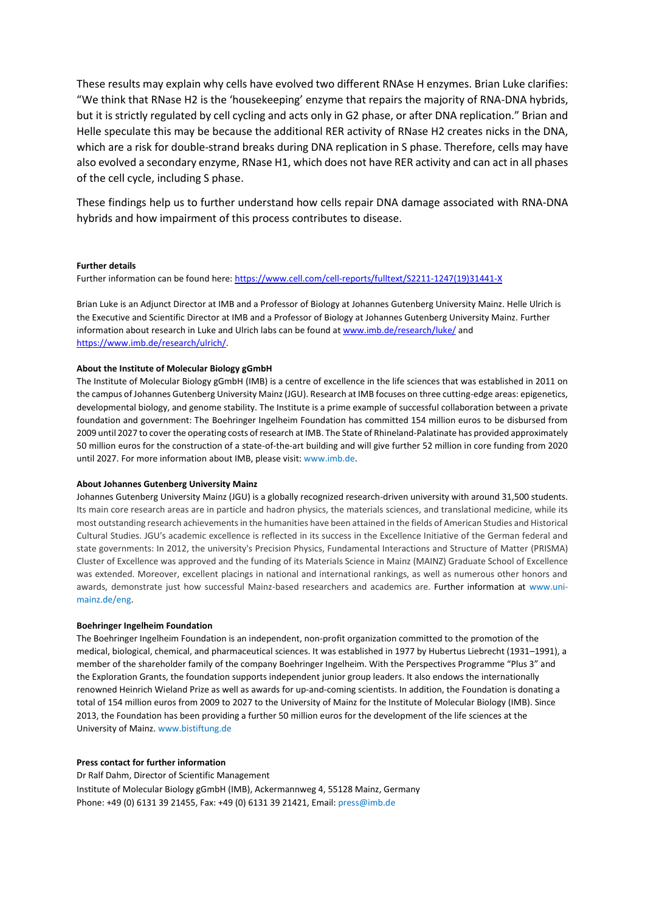These results may explain why cells have evolved two different RNAse H enzymes. Brian Luke clarifies: "We think that RNase H2 is the 'housekeeping' enzyme that repairs the majority of RNA-DNA hybrids, but it is strictly regulated by cell cycling and acts only in G2 phase, or after DNA replication." Brian and Helle speculate this may be because the additional RER activity of RNase H2 creates nicks in the DNA, which are a risk for double-strand breaks during DNA replication in S phase. Therefore, cells may have also evolved a secondary enzyme, RNase H1, which does not have RER activity and can act in all phases of the cell cycle, including S phase.

These findings help us to further understand how cells repair DNA damage associated with RNA-DNA hybrids and how impairment of this process contributes to disease.

**Further details**

Further information can be found here: https://www.cell.com/cell-reports/fulltext/S2211-1247(19)31441-X

Brian Luke is an Adjunct Director at IMB and a Professor of Biology at Johannes Gutenberg University Mainz. Helle Ulrich is the Executive and Scientific Director at IMB and a Professor of Biology at Johannes Gutenberg University Mainz. Further information about research in Luke and Ulrich labs can be found at www.imb.de/research/luke/ and https://www.imb.de/research/ulrich/.

**About the Institute of Molecular Biology gGmbH**

The Institute of Molecular Biology gGmbH (IMB) is a centre of excellence in the life sciences that was established in 2011 on the campus of Johannes Gutenberg University Mainz (JGU). Research at IMB focuses on three cutting-edge areas: epigenetics, developmental biology, and genome stability. The Institute is a prime example of successful collaboration between a private foundation and government: The Boehringer Ingelheim Foundation has committed 154 million euros to be disbursed from 2009 until 2027 to cover the operating costs of research at IMB. The State of Rhineland-Palatinate has provided approximately 50 million euros for the construction of a state-of-the-art building and will give further 52 million in core funding from 2020 until 2027. For more information about IMB, please visit: www.imb.de.

**About Johannes Gutenberg University Mainz**

Johannes Gutenberg University Mainz (JGU) is a globally recognized research-driven university with around 31,500 students. Its main core research areas are in particle and hadron physics, the materials sciences, and translational medicine, while its most outstanding research achievements in the humanities have been attained in the fields of American Studies and Historical Cultural Studies. JGU's academic excellence is reflected in its success in the Excellence Initiative of the German federal and state governments: In 2012, the university's Precision Physics, Fundamental Interactions and Structure of Matter (PRISMA) Cluster of Excellence was approved and the funding of its Materials Science in Mainz (MAINZ) Graduate School of Excellence was extended. Moreover, excellent placings in national and international rankings, as well as numerous other honors and awards, demonstrate just how successful Mainz-based researchers and academics are. Further information at www.uni-mainz.de/eng.

**Boehringer Ingelheim Foundation**

The Boehringer Ingelheim Foundation is an independent, non-profit organization committed to the promotion of the medical, biological, chemical, and pharmaceutical sciences. It was established in 1977 by Hubertus Liebrecht (1931–1991), a member of the shareholder family of the company Boehringer Ingelheim. With the Perspectives Programme "Plus 3" and the Exploration Grants, the foundation supports independent junior group leaders. It also endows the internationally renowned Heinrich Wieland Prize as well as awards for up-and-coming scientists. In addition, the Foundation is donating a total of 154 million euros from 2009 to 2027 to the University of Mainz for the Institute of Molecular Biology (IMB). Since 2013, the Foundation has been providing a further 50 million euros for the development of the life sciences at the University of Mainz. www.bistiftung.de

**Press contact for further information**

Dr Ralf Dahm, Director of Scientific Management
Institute of Molecular Biology gGmbH (IMB), Ackermannweg 4, 55128 Mainz, Germany
Phone: +49 (0) 6131 39 21455, Fax: +49 (0) 6131 39 21421, Email: press@imb.de